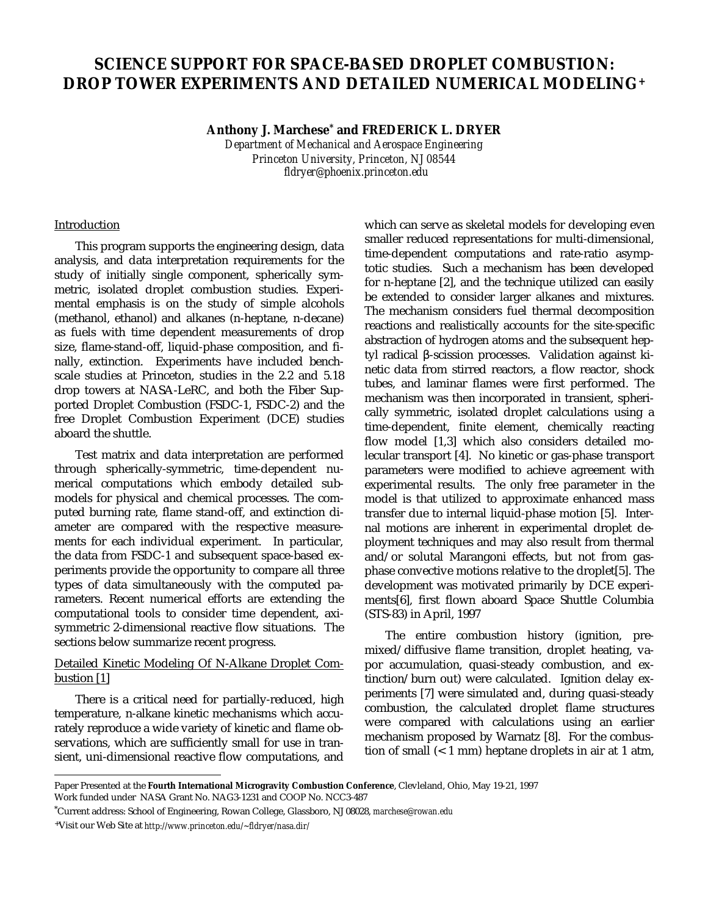# SCIENCE SUPPORT FOR SPACE-BASED DROPLET COMBUSTION: DROP TOWER EXPERIMENTS AND DETAILED NUMERICAL MODELING+

**Anthony J. Marchese* and FREDERICK L. DRYER**

*Department of Mechanical and Aerospace Engineering*
*Princeton University, Princeton, NJ 08544*
*fldryer@phoenix.princeton.edu*

## Introduction

This program supports the engineering design, data analysis, and data interpretation requirements for the study of initially single component, spherically symmetric, isolated droplet combustion studies. Experimental emphasis is on the study of simple alcohols (methanol, ethanol) and alkanes (n-heptane, n-decane) as fuels with time dependent measurements of drop size, flame-stand-off, liquid-phase composition, and finally, extinction. Experiments have included bench-scale studies at Princeton, studies in the 2.2 and 5.18 drop towers at NASA-LeRC, and both the Fiber Supported Droplet Combustion (FSDC-1, FSDC-2) and the free Droplet Combustion Experiment (DCE) studies aboard the shuttle.

Test matrix and data interpretation are performed through spherically-symmetric, time-dependent numerical computations which embody detailed sub-models for physical and chemical processes. The computed burning rate, flame stand-off, and extinction diameter are compared with the respective measurements for each individual experiment. In particular, the data from FSDC-1 and subsequent space-based experiments provide the opportunity to compare all three types of data simultaneously with the computed parameters. Recent numerical efforts are extending the computational tools to consider time dependent, axisymmetric 2-dimensional reactive flow situations. The sections below summarize recent progress.

## Detailed Kinetic Modeling Of N-Alkane Droplet Combustion [1]

There is a critical need for partially-reduced, high temperature, n-alkane kinetic mechanisms which accurately reproduce a wide variety of kinetic and flame observations, which are sufficiently small for use in transient, uni-dimensional reactive flow computations, and which can serve as skeletal models for developing even smaller reduced representations for multi-dimensional, time-dependent computations and rate-ratio asymptotic studies. Such a mechanism has been developed for n-heptane [2], and the technique utilized can easily be extended to consider larger alkanes and mixtures. The mechanism considers fuel thermal decomposition reactions and realistically accounts for the site-specific abstraction of hydrogen atoms and the subsequent heptyl radical β-scission processes. Validation against kinetic data from stirred reactors, a flow reactor, shock tubes, and laminar flames were first performed. The mechanism was then incorporated in transient, spherically symmetric, isolated droplet calculations using a time-dependent, finite element, chemically reacting flow model [1,3] which also considers detailed molecular transport [4]. No kinetic or gas-phase transport parameters were modified to achieve agreement with experimental results. The only free parameter in the model is that utilized to approximate enhanced mass transfer due to internal liquid-phase motion [5]. Internal motions are inherent in experimental droplet deployment techniques and may also result from thermal and/or solutal Marangoni effects, but not from gas-phase convective motions relative to the droplet[5]. The development was motivated primarily by DCE experiments[6], first flown aboard Space Shuttle Columbia (STS-83) in April, 1997

The entire combustion history (ignition, premixed/diffusive flame transition, droplet heating, vapor accumulation, quasi-steady combustion, and extinction/burn out) were calculated. Ignition delay experiments [7] were simulated and, during quasi-steady combustion, the calculated droplet flame structures were compared with calculations using an earlier mechanism proposed by Warnatz [8]. For the combustion of small (< 1 mm) heptane droplets in air at 1 atm,

---

Paper Presented at the **Fourth International Microgravity Combustion Conference**, Clevleland, Ohio, May 19-21, 1997
Work funded under NASA Grant No. NAG3-1231 and COOP No. NCC3-487

*Current address: School of Engineering, Rowan College, Glassboro, NJ 08028, *marchese@rowan.edu*

+Visit our Web Site at *http://www.princeton.edu/~fldryer/nasa.dir/*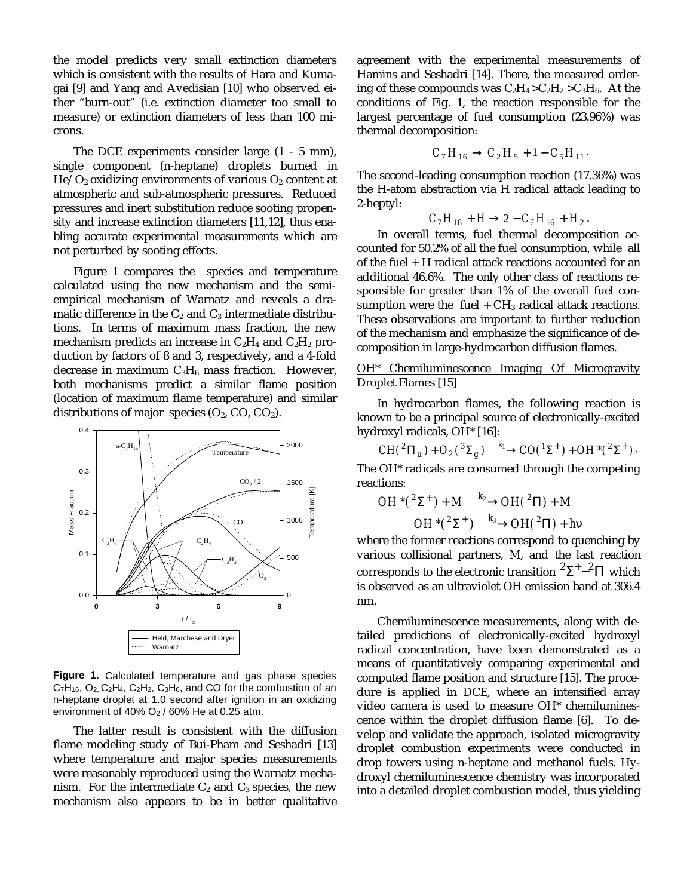the model predicts very small extinction diameters which is consistent with the results of Hara and Kumagai [9] and Yang and Avedisian [10] who observed either "burn-out" (i.e. extinction diameter too small to measure) or extinction diameters of less than 100 microns.

The DCE experiments consider large (1 - 5 mm), single component (n-heptane) droplets burned in $He/O_2$ oxidizing environments of various $O_2$ content at atmospheric and sub-atmospheric pressures. Reduced pressures and inert substitution reduce sooting propensity and increase extinction diameters [11,12], thus enabling accurate experimental measurements which are not perturbed by sooting effects.

Figure 1 compares the species and temperature calculated using the new mechanism and the semi-empirical mechanism of Warnatz and reveals a dramatic difference in the $C_2$ and $C_3$ intermediate distributions. In terms of maximum mass fraction, the new mechanism predicts an increase in $C_2H_4$ and $C_2H_2$ production by factors of 8 and 3, respectively, and a 4-fold decrease in maximum $C_3H_6$ mass fraction. However, both mechanisms predict a similar flame position (location of maximum flame temperature) and similar distributions of major species ($O_2$, CO, $CO_2$).

**Figure 1.** Calculated temperature and gas phase species $C_7H_{16}$, $O_2$, $C_2H_4$, $C_2H_2$, $C_3H_6$, and CO for the combustion of an n-heptane droplet at 1.0 second after ignition in an oxidizing environment of 40% $O_2$ / 60% He at 0.25 atm.

The latter result is consistent with the diffusion flame modeling study of Bui-Pham and Seshadri [13] where temperature and major species measurements were reasonably reproduced using the Warnatz mechanism. For the intermediate $C_2$ and $C_3$ species, the new mechanism also appears to be in better qualitative agreement with the experimental measurements of Hamins and Seshadri [14]. There, the measured ordering of these compounds was $C_2H_4 > C_2H_2 > C_3H_6$. At the conditions of Fig. 1, the reaction responsible for the largest percentage of fuel consumption (23.96%) was thermal decomposition:

$$C_7H_{16} \rightarrow C_2H_5 + 1-C_5H_{11}.$$

The second-leading consumption reaction (17.36%) was the H-atom abstraction via H radical attack leading to 2-heptyl:

$$C_7H_{16} + H \rightarrow 2-C_7H_{16} + H_2.$$

In overall terms, fuel thermal decomposition accounted for 50.2% of all the fuel consumption, while all of the fuel + H radical attack reactions accounted for an additional 46.6%. The only other class of reactions responsible for greater than 1% of the overall fuel consumption were the fuel + $CH_3$ radical attack reactions. These observations are important to further reduction of the mechanism and emphasize the significance of decomposition in large-hydrocarbon diffusion flames.

## OH* Chemiluminescence Imaging Of Microgravity Droplet Flames [15]

In hydrocarbon flames, the following reaction is known to be a principal source of electronically-excited hydroxyl radicals, OH* [16]:

$$CH(^2\Pi_u) + O_2(^3\Sigma_g) \xrightarrow{k_1} CO(^1\Sigma^+) + OH^*(^2\Sigma^+).$$

The OH* radicals are consumed through the competing reactions:

$$OH^*(^2\Sigma^+) + M \xrightarrow{k_2} OH(^2\Pi) + M$$

$$OH^*(^2\Sigma^+) \xrightarrow{k_3} OH(^2\Pi) + h\nu$$

where the former reactions correspond to quenching by various collisional partners, M, and the last reaction corresponds to the electronic transition $^2\Sigma^+ - ^2\Pi$ which is observed as an ultraviolet OH emission band at 306.4 nm.

Chemiluminescence measurements, along with detailed predictions of electronically-excited hydroxyl radical concentration, have been demonstrated as a means of quantitatively comparing experimental and computed flame position and structure [15]. The procedure is applied in DCE, where an intensified array video camera is used to measure OH* chemiluminescence within the droplet diffusion flame [6]. To develop and validate the approach, isolated microgravity droplet combustion experiments were conducted in drop towers using n-heptane and methanol fuels. Hydroxyl chemiluminescence chemistry was incorporated into a detailed droplet combustion model, thus yielding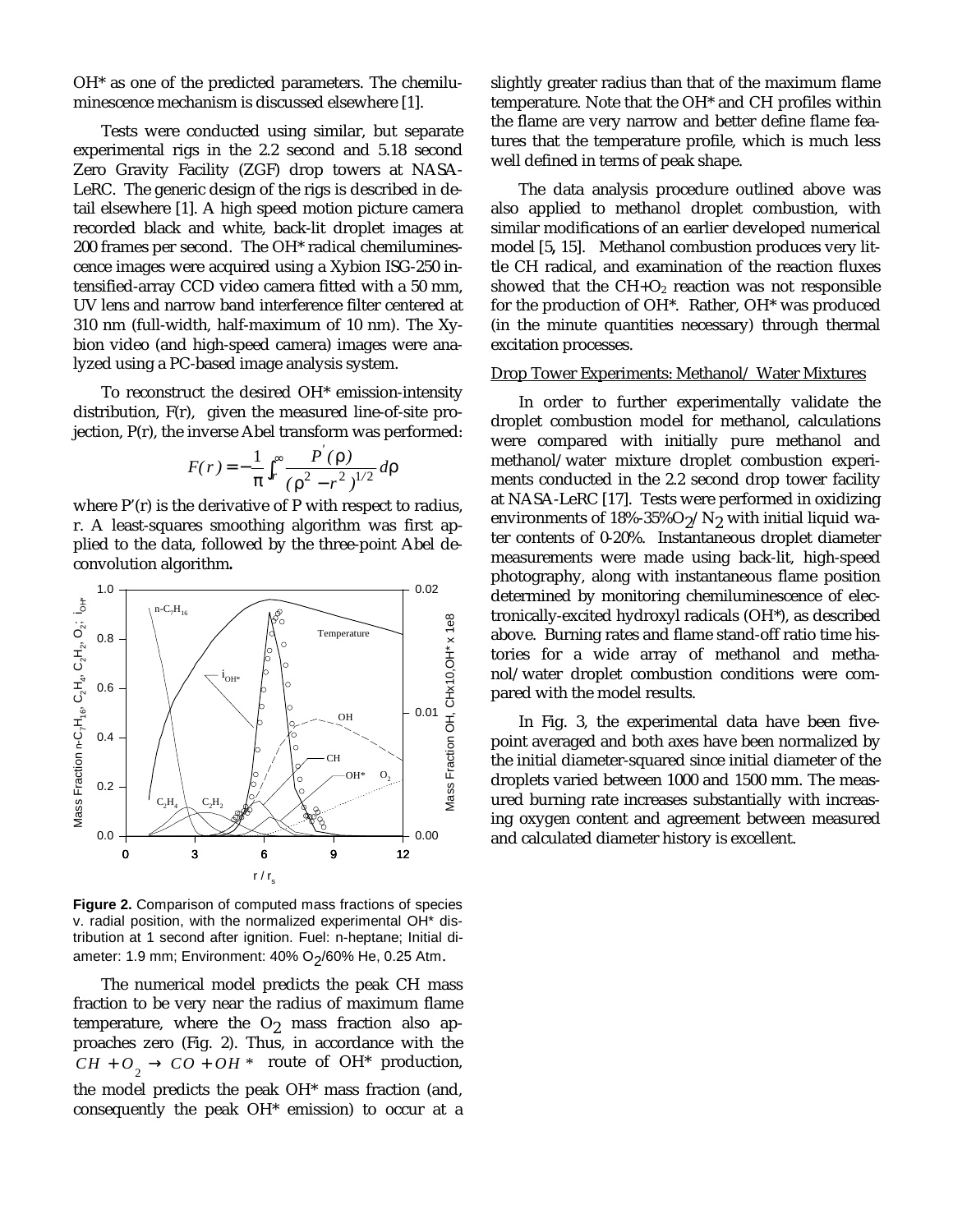OH* as one of the predicted parameters. The chemiluminescence mechanism is discussed elsewhere [1].

Tests were conducted using similar, but separate experimental rigs in the 2.2 second and 5.18 second Zero Gravity Facility (ZGF) drop towers at NASA-LeRC. The generic design of the rigs is described in detail elsewhere [1]. A high speed motion picture camera recorded black and white, back-lit droplet images at 200 frames per second. The OH* radical chemiluminescence images were acquired using a Xybion ISG-250 intensified-array CCD video camera fitted with a 50 mm, UV lens and narrow band interference filter centered at 310 nm (full-width, half-maximum of 10 nm). The Xybion video (and high-speed camera) images were analyzed using a PC-based image analysis system.

To reconstruct the desired OH* emission-intensity distribution, F(r), given the measured line-of-site projection, P(r), the inverse Abel transform was performed:

$$F(r) = -\frac{1}{\pi}\int_r^{\infty} \frac{P'(\rho)}{(\rho^2 - r^2)^{1/2}} d\rho$$

where P'(r) is the derivative of P with respect to radius, r. A least-squares smoothing algorithm was first applied to the data, followed by the three-point Abel deconvolution algorithm.

**Figure 2.** Comparison of computed mass fractions of species v. radial position, with the normalized experimental OH* distribution at 1 second after ignition. Fuel: n-heptane; Initial diameter: 1.9 mm; Environment: 40% $O_2$/60% He, 0.25 Atm.

The numerical model predicts the peak CH mass fraction to be very near the radius of maximum flame temperature, where the $O_2$ mass fraction also approaches zero (Fig. 2). Thus, in accordance with the $CH + O_2 \rightarrow CO + OH^*$ route of OH* production, the model predicts the peak OH* mass fraction (and, consequently the peak OH* emission) to occur at a slightly greater radius than that of the maximum flame temperature. Note that the OH* and CH profiles within the flame are very narrow and better define flame features that the temperature profile, which is much less well defined in terms of peak shape.

The data analysis procedure outlined above was also applied to methanol droplet combustion, with similar modifications of an earlier developed numerical model [5, 15]. Methanol combustion produces very little CH radical, and examination of the reaction fluxes showed that the $CH+O_2$ reaction was not responsible for the production of OH*. Rather, OH* was produced (in the minute quantities necessary) through thermal excitation processes.

Drop Tower Experiments: Methanol/ Water Mixtures

In order to further experimentally validate the droplet combustion model for methanol, calculations were compared with initially pure methanol and methanol/water mixture droplet combustion experiments conducted in the 2.2 second drop tower facility at NASA-LeRC [17]. Tests were performed in oxidizing environments of 18%-35%$O_2$/ $N_2$ with initial liquid water contents of 0-20%. Instantaneous droplet diameter measurements were made using back-lit, high-speed photography, along with instantaneous flame position determined by monitoring chemiluminescence of electronically-excited hydroxyl radicals (OH*), as described above. Burning rates and flame stand-off ratio time histories for a wide array of methanol and methanol/water droplet combustion conditions were compared with the model results.

In Fig. 3, the experimental data have been five-point averaged and both axes have been normalized by the initial diameter-squared since initial diameter of the droplets varied between 1000 and 1500 mm. The measured burning rate increases substantially with increasing oxygen content and agreement between measured and calculated diameter history is excellent.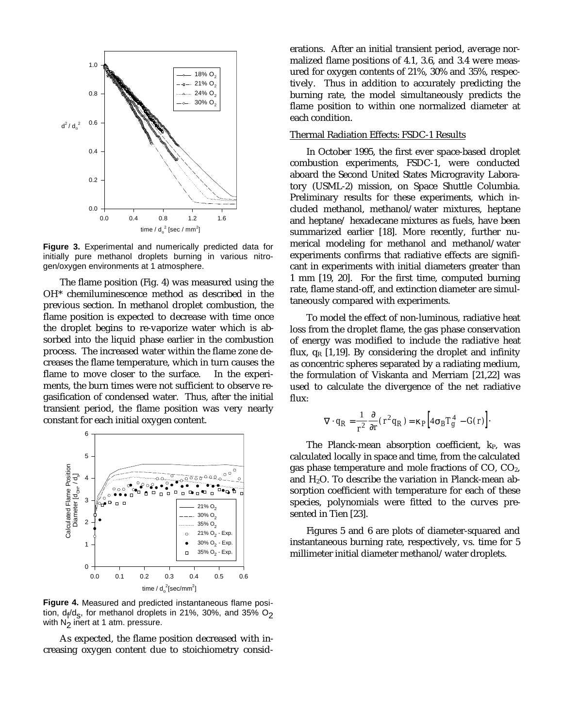**Figure 3.** Experimental and numerically predicted data for initially pure methanol droplets burning in various nitrogen/oxygen environments at 1 atmosphere.

The flame position (Fig. 4) was measured using the OH* chemiluminescence method as described in the previous section. In methanol droplet combustion, the flame position is expected to decrease with time once the droplet begins to re-vaporize water which is absorbed into the liquid phase earlier in the combustion process. The increased water within the flame zone decreases the flame temperature, which in turn causes the flame to move closer to the surface. In the experiments, the burn times were not sufficient to observe regasification of condensed water. Thus, after the initial transient period, the flame position was very nearly constant for each initial oxygen content.

**Figure 4.** Measured and predicted instantaneous flame position, $d_f/d_s$, for methanol droplets in 21%, 30%, and 35% $O_2$ with $N_2$ inert at 1 atm. pressure.

As expected, the flame position decreased with increasing oxygen content due to stoichiometry considerations. After an initial transient period, average normalized flame positions of 4.1, 3.6, and 3.4 were measured for oxygen contents of 21%, 30% and 35%, respectively. Thus in addition to accurately predicting the burning rate, the model simultaneously predicts the flame position to within one normalized diameter at each condition.

## Thermal Radiation Effects: FSDC-1 Results

In October 1995, the first ever space-based droplet combustion experiments, FSDC-1, were conducted aboard the Second United States Microgravity Laboratory (USML-2) mission, on Space Shuttle Columbia. Preliminary results for these experiments, which included methanol, methanol/water mixtures, heptane and heptane/ hexadecane mixtures as fuels, have been summarized earlier [18]. More recently, further numerical modeling for methanol and methanol/water experiments confirms that radiative effects are significant in experiments with initial diameters greater than 1 mm [19, 20]. For the first time, computed burning rate, flame stand-off, and extinction diameter are simultaneously compared with experiments.

To model the effect of non-luminous, radiative heat loss from the droplet flame, the gas phase conservation of energy was modified to include the radiative heat flux, $q_R$ [1,19]. By considering the droplet and infinity as concentric spheres separated by a radiating medium, the formulation of Viskanta and Merriam [21,22] was used to calculate the divergence of the net radiative flux:

$$\nabla \cdot q_R = \frac{1}{r^2}\frac{\partial}{\partial r}(r^2 q_R) = \kappa_P \left[4\sigma_B T_g^4 - G(r)\right].$$

The Planck-mean absorption coefficient, $k_P$, was calculated locally in space and time, from the calculated gas phase temperature and mole fractions of CO, $CO_2$, and $H_2O$. To describe the variation in Planck-mean absorption coefficient with temperature for each of these species, polynomials were fitted to the curves presented in Tien [23].

Figures 5 and 6 are plots of diameter-squared and instantaneous burning rate, respectively, vs. time for 5 millimeter initial diameter methanol/water droplets.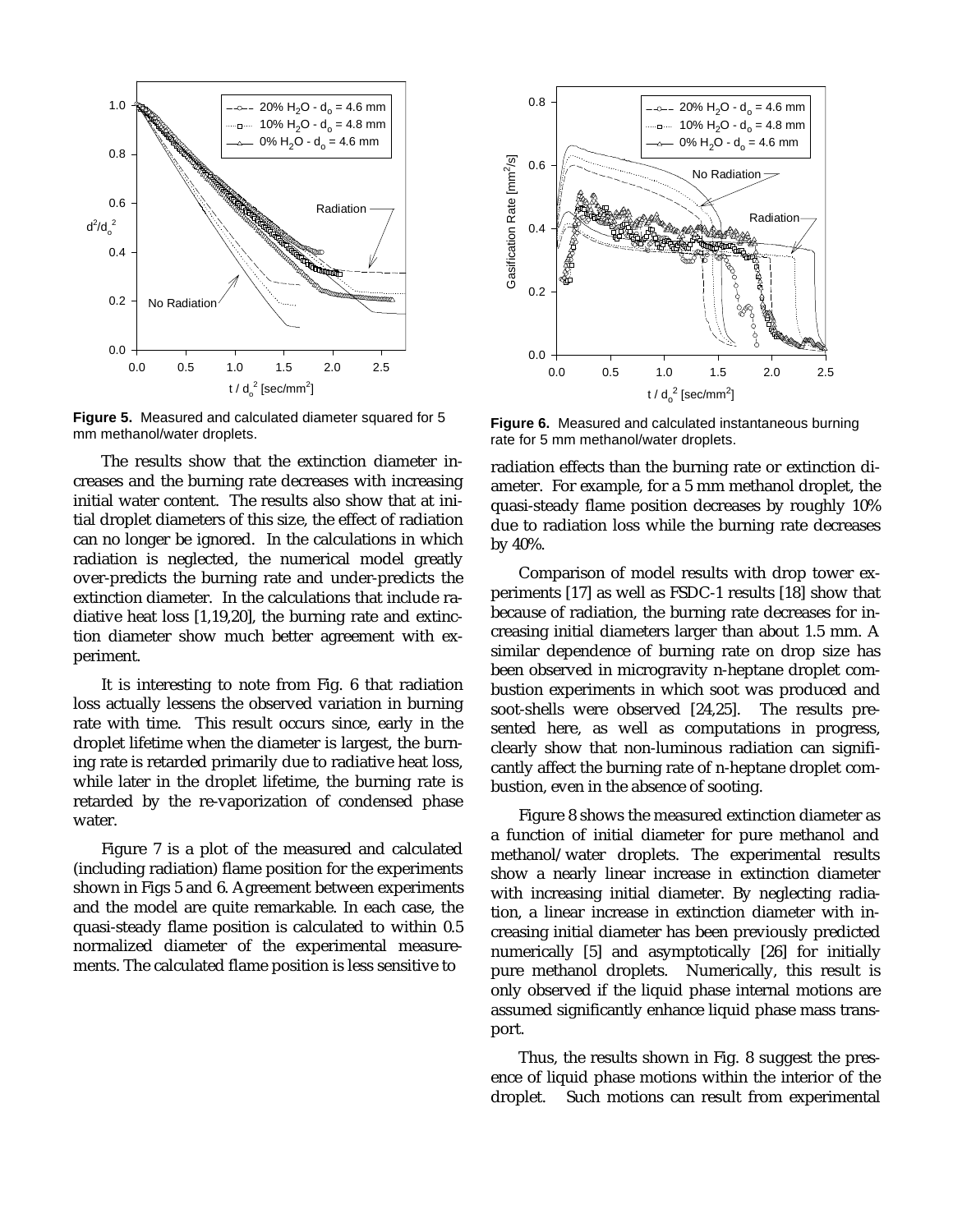**Figure 5.** Measured and calculated diameter squared for 5 mm methanol/water droplets.

**Figure 6.** Measured and calculated instantaneous burning rate for 5 mm methanol/water droplets.

The results show that the extinction diameter increases and the burning rate decreases with increasing initial water content. The results also show that at initial droplet diameters of this size, the effect of radiation can no longer be ignored. In the calculations in which radiation is neglected, the numerical model greatly over-predicts the burning rate and under-predicts the extinction diameter. In the calculations that include radiative heat loss [1,19,20], the burning rate and extinction diameter show much better agreement with experiment.

It is interesting to note from Fig. 6 that radiation loss actually lessens the observed variation in burning rate with time. This result occurs since, early in the droplet lifetime when the diameter is largest, the burning rate is retarded primarily due to radiative heat loss, while later in the droplet lifetime, the burning rate is retarded by the re-vaporization of condensed phase water.

Figure 7 is a plot of the measured and calculated (including radiation) flame position for the experiments shown in Figs 5 and 6. Agreement between experiments and the model are quite remarkable. In each case, the quasi-steady flame position is calculated to within 0.5 normalized diameter of the experimental measurements. The calculated flame position is less sensitive to radiation effects than the burning rate or extinction diameter. For example, for a 5 mm methanol droplet, the quasi-steady flame position decreases by roughly 10% due to radiation loss while the burning rate decreases by 40%.

Comparison of model results with drop tower experiments [17] as well as FSDC-1 results [18] show that because of radiation, the burning rate decreases for increasing initial diameters larger than about 1.5 mm. A similar dependence of burning rate on drop size has been observed in microgravity n-heptane droplet combustion experiments in which soot was produced and soot-shells were observed [24,25]. The results presented here, as well as computations in progress, clearly show that non-luminous radiation can significantly affect the burning rate of n-heptane droplet combustion, even in the absence of sooting.

Figure 8 shows the measured extinction diameter as a function of initial diameter for pure methanol and methanol/water droplets. The experimental results show a nearly linear increase in extinction diameter with increasing initial diameter. By neglecting radiation, a linear increase in extinction diameter with increasing initial diameter has been previously predicted numerically [5] and asymptotically [26] for initially pure methanol droplets. Numerically, this result is only observed if the liquid phase internal motions are assumed significantly enhance liquid phase mass transport.

Thus, the results shown in Fig. 8 suggest the presence of liquid phase motions within the interior of the droplet. Such motions can result from experimental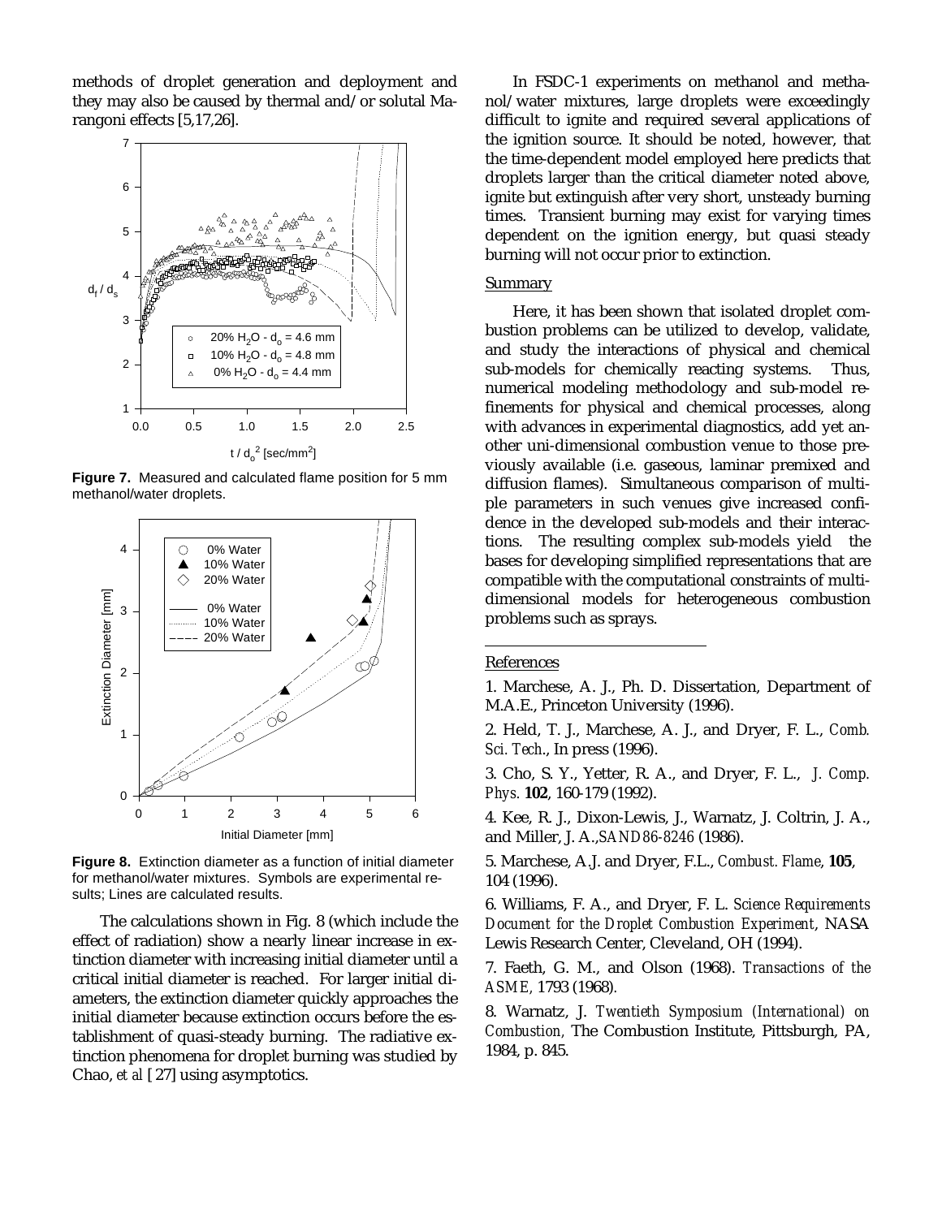methods of droplet generation and deployment and they may also be caused by thermal and/or solutal Marangoni effects [5,17,26].

**Figure 7.** Measured and calculated flame position for 5 mm methanol/water droplets.

**Figure 8.** Extinction diameter as a function of initial diameter for methanol/water mixtures. Symbols are experimental results; Lines are calculated results.

The calculations shown in Fig. 8 (which include the effect of radiation) show a nearly linear increase in extinction diameter with increasing initial diameter until a critical initial diameter is reached. For larger initial diameters, the extinction diameter quickly approaches the initial diameter because extinction occurs before the establishment of quasi-steady burning. The radiative extinction phenomena for droplet burning was studied by Chao, *et al* [27] using asymptotics.

In FSDC-1 experiments on methanol and methanol/water mixtures, large droplets were exceedingly difficult to ignite and required several applications of the ignition source. It should be noted, however, that the time-dependent model employed here predicts that droplets larger than the critical diameter noted above, ignite but extinguish after very short, unsteady burning times. Transient burning may exist for varying times dependent on the ignition energy, but quasi steady burning will not occur prior to extinction.

## Summary

Here, it has been shown that isolated droplet combustion problems can be utilized to develop, validate, and study the interactions of physical and chemical sub-models for chemically reacting systems. Thus, numerical modeling methodology and sub-model refinements for physical and chemical processes, along with advances in experimental diagnostics, add yet another uni-dimensional combustion venue to those previously available (i.e. gaseous, laminar premixed and diffusion flames). Simultaneous comparison of multiple parameters in such venues give increased confidence in the developed sub-models and their interactions. The resulting complex sub-models yield the bases for developing simplified representations that are compatible with the computational constraints of multi-dimensional models for heterogeneous combustion problems such as sprays.

## References

1. Marchese, A. J., Ph. D. Dissertation, Department of M.A.E., Princeton University (1996).

2. Held, T. J., Marchese, A. J., and Dryer, F. L., *Comb. Sci. Tech*., In press (1996).

3. Cho, S. Y., Yetter, R. A., and Dryer, F. L., *J. Comp. Phys.* **102**, 160-179 (1992).

4. Kee, R. J., Dixon-Lewis, J., Warnatz, J. Coltrin, J. A., and Miller, J. A.,*SAND86-8246* (1986).

5. Marchese, A.J. and Dryer, F.L., *Combust. Flame*, **105**, 104 (1996).

6. Williams, F. A., and Dryer, F. L. *Science Requirements Document for the Droplet Combustion Experiment*, NASA Lewis Research Center, Cleveland, OH (1994).

7. Faeth, G. M., and Olson (1968). *Transactions of the ASME,* 1793 (1968).

8. Warnatz, J. *Twentieth Symposium (International) on Combustion,* The Combustion Institute, Pittsburgh, PA, 1984, p. 845.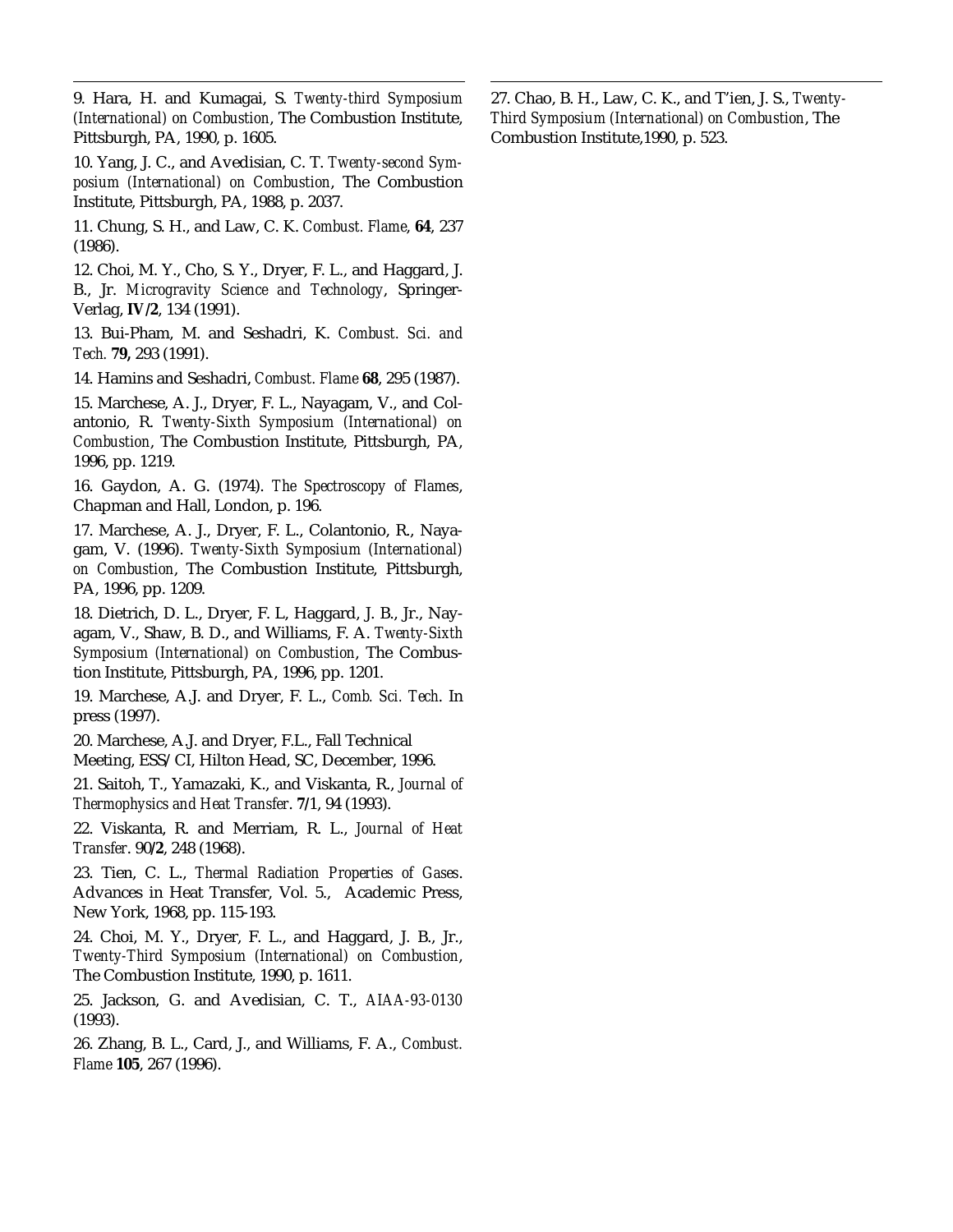9. Hara, H. and Kumagai, S. *Twenty-third Symposium (International) on Combustion*, The Combustion Institute, Pittsburgh, PA, 1990, p. 1605.

10. Yang, J. C., and Avedisian, C. T. *Twenty-second Symposium (International) on Combustion*, The Combustion Institute, Pittsburgh, PA, 1988, p. 2037.

11. Chung, S. H., and Law, C. K. *Combust. Flame*, **64**, 237 (1986).

12. Choi, M. Y., Cho, S. Y., Dryer, F. L., and Haggard, J. B., Jr. *Microgravity Science and Technology*, Springer-Verlag, **IV/2**, 134 (1991).

13. Bui-Pham, M. and Seshadri, K. *Combust. Sci. and Tech.* **79,** 293 (1991).

14. Hamins and Seshadri, *Combust. Flame* **68**, 295 (1987).

15. Marchese, A. J., Dryer, F. L., Nayagam, V., and Colantonio, R. *Twenty-Sixth Symposium (International) on Combustion*, The Combustion Institute, Pittsburgh, PA, 1996, pp. 1219.

16. Gaydon, A. G. (1974). *The Spectroscopy of Flames*, Chapman and Hall, London, p. 196.

17. Marchese, A. J., Dryer, F. L., Colantonio, R., Nayagam, V. (1996). *Twenty-Sixth Symposium (International) on Combustion*, The Combustion Institute, Pittsburgh, PA, 1996, pp. 1209.

18. Dietrich, D. L., Dryer, F. L, Haggard, J. B., Jr., Nayagam, V., Shaw, B. D., and Williams, F. A. *Twenty-Sixth Symposium (International) on Combustion*, The Combustion Institute, Pittsburgh, PA, 1996, pp. 1201.

19. Marchese, A.J. and Dryer, F. L., *Comb. Sci. Tech*. In press (1997).

20. Marchese, A.J. and Dryer, F.L., Fall Technical Meeting, ESS/CI, Hilton Head, SC, December, 1996.

21. Saitoh, T., Yamazaki, K., and Viskanta, R., *Journal of Thermophysics and Heat Transfer*. **7/**1, 94 (1993).

22. Viskanta, R. and Merriam, R. L., *Journal of Heat Transfer*. 90**/2**, 248 (1968).

23. Tien, C. L., *Thermal Radiation Properties of Gases*. Advances in Heat Transfer, Vol. 5., Academic Press, New York, 1968, pp. 115-193.

24. Choi, M. Y., Dryer, F. L., and Haggard, J. B., Jr., *Twenty-Third Symposium (International) on Combustion*, The Combustion Institute, 1990, p. 1611.

25. Jackson, G. and Avedisian, C. T., *AIAA-93-0130* (1993).

26. Zhang, B. L., Card, J., and Williams, F. A., *Combust. Flame* **105**, 267 (1996).

27. Chao, B. H., Law, C. K., and T'ien, J. S., *Twenty-Third Symposium (International) on Combustion*, The Combustion Institute,1990, p. 523.